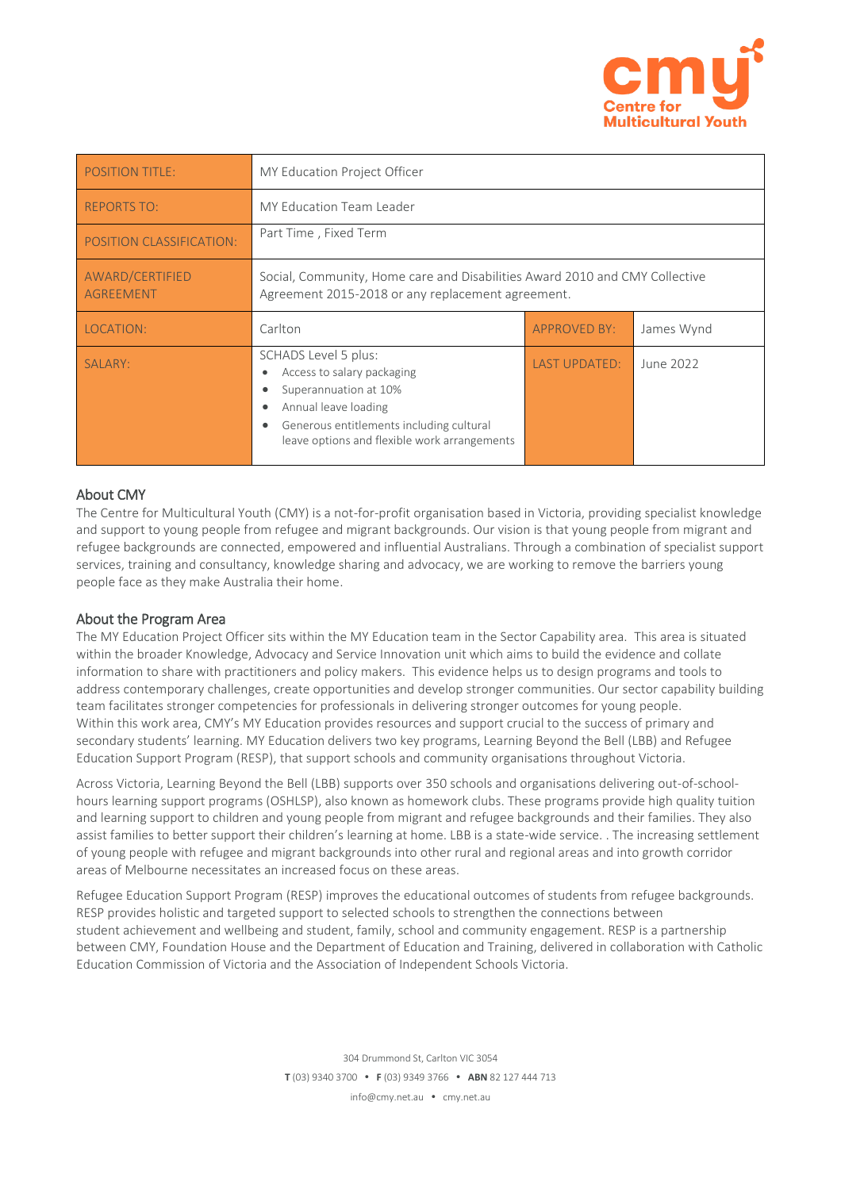| POSITION TITLE: | MY Education Project Officer | | |
|---|---|---|---|
| REPORTS TO: | MY Education Team Leader | | |
| POSITION CLASSIFICATION: | Part Time , Fixed Term | | |
| AWARD/CERTIFIED AGREEMENT | Social, Community, Home care and Disabilities Award 2010 and CMY Collective Agreement 2015-2018 or any replacement agreement. | | |
| LOCATION: | Carlton | APPROVED BY: | James Wynd |
| SALARY: | SCHADS Level 5 plus: <br>• Access to salary packaging <br>• Superannuation at 10% <br>• Annual leave loading <br>• Generous entitlements including cultural leave options and flexible work arrangements | LAST UPDATED: | June 2022 |

## About CMY

The Centre for Multicultural Youth (CMY) is a not-for-profit organisation based in Victoria, providing specialist knowledge and support to young people from refugee and migrant backgrounds. Our vision is that young people from migrant and refugee backgrounds are connected, empowered and influential Australians. Through a combination of specialist support services, training and consultancy, knowledge sharing and advocacy, we are working to remove the barriers young people face as they make Australia their home.

## About the Program Area

The MY Education Project Officer sits within the MY Education team in the Sector Capability area. This area is situated within the broader Knowledge, Advocacy and Service Innovation unit which aims to build the evidence and collate information to share with practitioners and policy makers. This evidence helps us to design programs and tools to address contemporary challenges, create opportunities and develop stronger communities. Our sector capability building team facilitates stronger competencies for professionals in delivering stronger outcomes for young people.
Within this work area, CMY's MY Education provides resources and support crucial to the success of primary and secondary students' learning. MY Education delivers two key programs, Learning Beyond the Bell (LBB) and Refugee Education Support Program (RESP), that support schools and community organisations throughout Victoria.

Across Victoria, Learning Beyond the Bell (LBB) supports over 350 schools and organisations delivering out-of-school-hours learning support programs (OSHLSP), also known as homework clubs. These programs provide high quality tuition and learning support to children and young people from migrant and refugee backgrounds and their families. They also assist families to better support their children's learning at home. LBB is a state-wide service. . The increasing settlement of young people with refugee and migrant backgrounds into other rural and regional areas and into growth corridor areas of Melbourne necessitates an increased focus on these areas.

Refugee Education Support Program (RESP) improves the educational outcomes of students from refugee backgrounds. RESP provides holistic and targeted support to selected schools to strengthen the connections between student achievement and wellbeing and student, family, school and community engagement. RESP is a partnership between CMY, Foundation House and the Department of Education and Training, delivered in collaboration with Catholic Education Commission of Victoria and the Association of Independent Schools Victoria.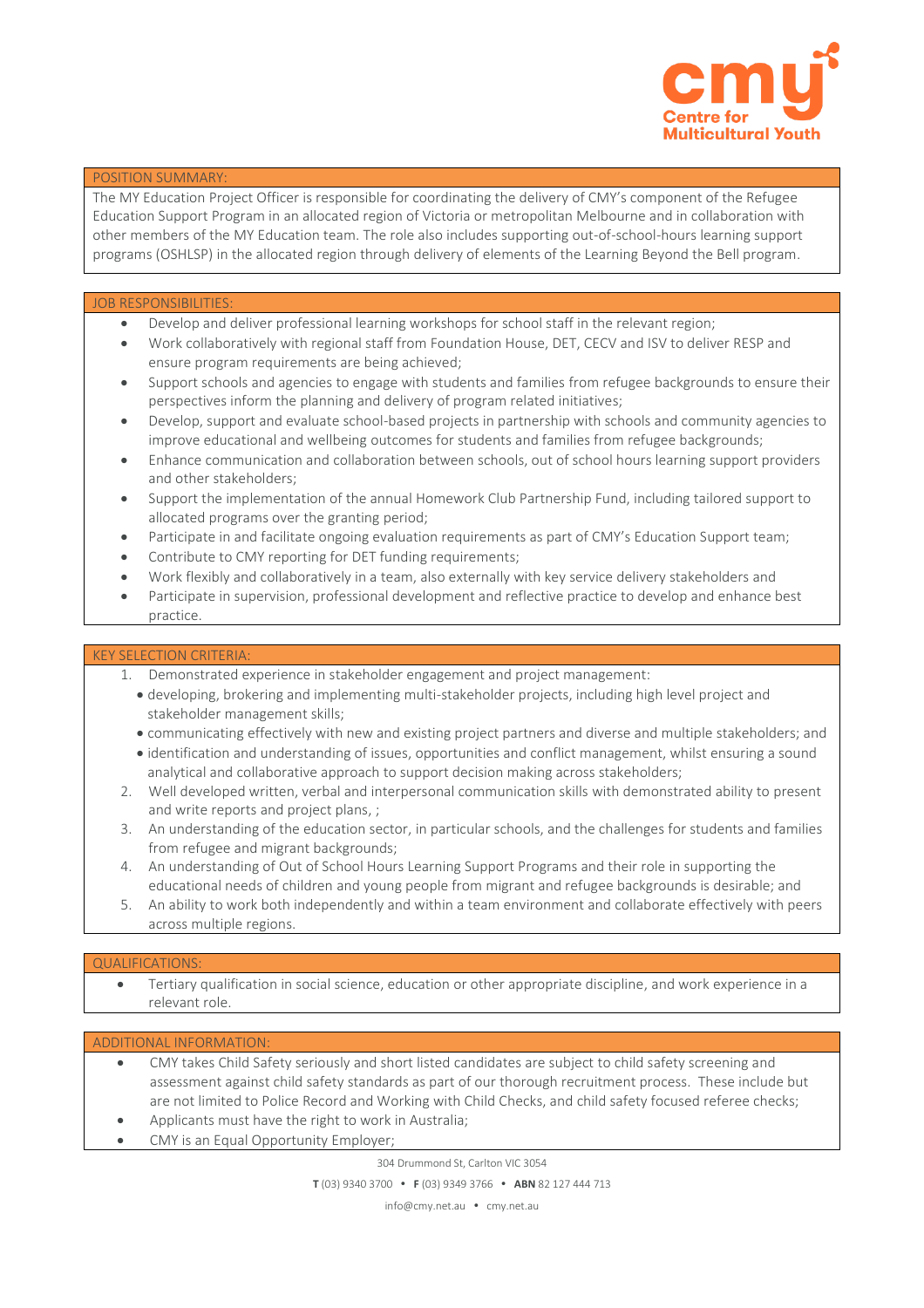## POSITION SUMMARY:

The MY Education Project Officer is responsible for coordinating the delivery of CMY's component of the Refugee Education Support Program in an allocated region of Victoria or metropolitan Melbourne and in collaboration with other members of the MY Education team. The role also includes supporting out-of-school-hours learning support programs (OSHLSP) in the allocated region through delivery of elements of the Learning Beyond the Bell program.

## JOB RESPONSIBILITIES:

- Develop and deliver professional learning workshops for school staff in the relevant region;
- Work collaboratively with regional staff from Foundation House, DET, CECV and ISV to deliver RESP and ensure program requirements are being achieved;
- Support schools and agencies to engage with students and families from refugee backgrounds to ensure their perspectives inform the planning and delivery of program related initiatives;
- Develop, support and evaluate school-based projects in partnership with schools and community agencies to improve educational and wellbeing outcomes for students and families from refugee backgrounds;
- Enhance communication and collaboration between schools, out of school hours learning support providers and other stakeholders;
- Support the implementation of the annual Homework Club Partnership Fund, including tailored support to allocated programs over the granting period;
- Participate in and facilitate ongoing evaluation requirements as part of CMY's Education Support team;
- Contribute to CMY reporting for DET funding requirements;
- Work flexibly and collaboratively in a team, also externally with key service delivery stakeholders and
- Participate in supervision, professional development and reflective practice to develop and enhance best practice.

## KEY SELECTION CRITERIA:

1. Demonstrated experience in stakeholder engagement and project management:
   - developing, brokering and implementing multi-stakeholder projects, including high level project and stakeholder management skills;
   - communicating effectively with new and existing project partners and diverse and multiple stakeholders; and
   - identification and understanding of issues, opportunities and conflict management, whilst ensuring a sound analytical and collaborative approach to support decision making across stakeholders;
2. Well developed written, verbal and interpersonal communication skills with demonstrated ability to present and write reports and project plans, ;
3. An understanding of the education sector, in particular schools, and the challenges for students and families from refugee and migrant backgrounds;
4. An understanding of Out of School Hours Learning Support Programs and their role in supporting the educational needs of children and young people from migrant and refugee backgrounds is desirable; and
5. An ability to work both independently and within a team environment and collaborate effectively with peers across multiple regions.

## QUALIFICATIONS:

- Tertiary qualification in social science, education or other appropriate discipline, and work experience in a relevant role.

## ADDITIONAL INFORMATION:

- CMY takes Child Safety seriously and short listed candidates are subject to child safety screening and assessment against child safety standards as part of our thorough recruitment process. These include but are not limited to Police Record and Working with Child Checks, and child safety focused referee checks;
- Applicants must have the right to work in Australia;
- CMY is an Equal Opportunity Employer;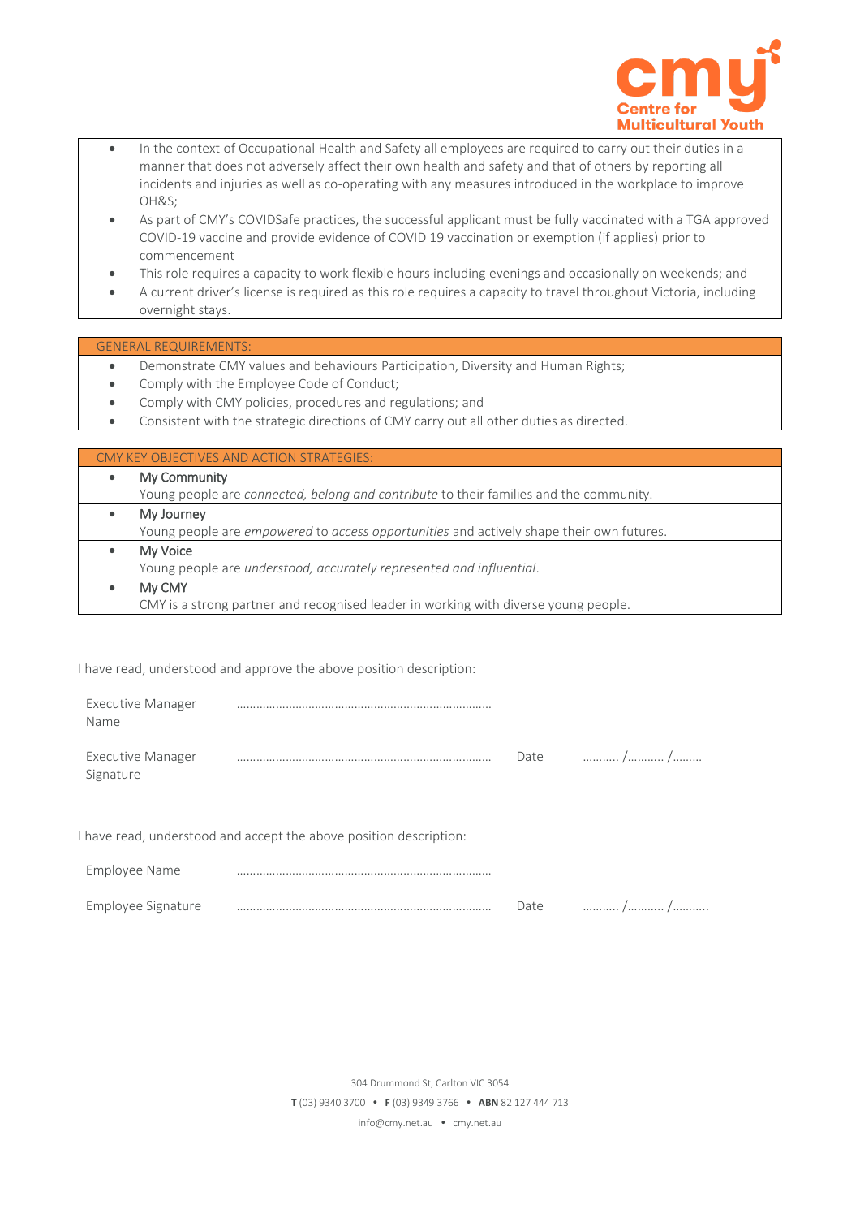- In the context of Occupational Health and Safety all employees are required to carry out their duties in a manner that does not adversely affect their own health and safety and that of others by reporting all incidents and injuries as well as co-operating with any measures introduced in the workplace to improve OH&S;
- As part of CMY's COVIDSafe practices, the successful applicant must be fully vaccinated with a TGA approved COVID-19 vaccine and provide evidence of COVID 19 vaccination or exemption (if applies) prior to commencement
- This role requires a capacity to work flexible hours including evenings and occasionally on weekends; and
- A current driver's license is required as this role requires a capacity to travel throughout Victoria, including overnight stays.

## GENERAL REQUIREMENTS:

- Demonstrate CMY values and behaviours Participation, Diversity and Human Rights;
- Comply with the Employee Code of Conduct;
- Comply with CMY policies, procedures and regulations; and
- Consistent with the strategic directions of CMY carry out all other duties as directed.

## CMY KEY OBJECTIVES AND ACTION STRATEGIES:

- **My Community**
  Young people are *connected, belong and contribute* to their families and the community.
- **My Journey**
  Young people are *empowered* to *access opportunities* and actively shape their own futures.
- **My Voice**
  Young people are *understood, accurately represented and influential*.
- **My CMY**
  CMY is a strong partner and recognised leader in working with diverse young people.

I have read, understood and approve the above position description:

Executive Manager Name ……………………………………………………………………

Executive Manager Signature …………………………………………………………………… Date ……….. /……….. /………

I have read, understood and accept the above position description:

Employee Name ……………………………………………………………………

Employee Signature …………………………………………………………………… Date ……….. /……….. /………..

304 Drummond St, Carlton VIC 3054

**T** (03) 9340 3700 • **F** (03) 9349 3766 • **ABN** 82 127 444 713

info@cmy.net.au • cmy.net.au